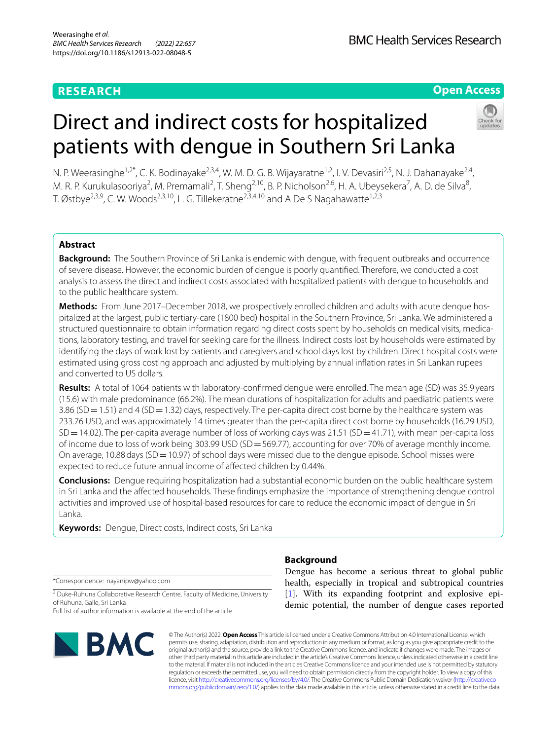**RESEARCH** **Open Access**

# Direct and indirect costs for hospitalized patients with dengue in Southern Sri Lanka

N. P. Weerasinghe[1,2*], C. K. Bodinayake[2,3,4], W. M. D. G. B. Wijayaratne[1,2], I. V. Devasiri[2,5], N. J. Dahanayake[2,4], M. R. P. Kurukulasooriya[2], M. Premamali[2], T. Sheng[2,10], B. P. Nicholson[2,6], H. A. Ubeysekera[7], A. D. de Silva[8], T. Østbye[2,3,9], C. W. Woods[2,3,10], L. G. Tillekeratne[2,3,4,10] and A De S Nagahawatte[1,2,3]

## Abstract

**Background:** The Southern Province of Sri Lanka is endemic with dengue, with frequent outbreaks and occurrence of severe disease. However, the economic burden of dengue is poorly quantified. Therefore, we conducted a cost analysis to assess the direct and indirect costs associated with hospitalized patients with dengue to households and to the public healthcare system.

**Methods:** From June 2017–December 2018, we prospectively enrolled children and adults with acute dengue hospitalized at the largest, public tertiary-care (1800 bed) hospital in the Southern Province, Sri Lanka. We administered a structured questionnaire to obtain information regarding direct costs spent by households on medical visits, medications, laboratory testing, and travel for seeking care for the illness. Indirect costs lost by households were estimated by identifying the days of work lost by patients and caregivers and school days lost by children. Direct hospital costs were estimated using gross costing approach and adjusted by multiplying by annual inflation rates in Sri Lankan rupees and converted to US dollars.

**Results:** A total of 1064 patients with laboratory-confirmed dengue were enrolled. The mean age (SD) was 35.9 years (15.6) with male predominance (66.2%). The mean durations of hospitalization for adults and paediatric patients were 3.86 (SD = 1.51) and 4 (SD = 1.32) days, respectively. The per-capita direct cost borne by the healthcare system was 233.76 USD, and was approximately 14 times greater than the per-capita direct cost borne by households (16.29 USD, SD = 14.02). The per-capita average number of loss of working days was 21.51 (SD = 41.71), with mean per-capita loss of income due to loss of work being 303.99 USD (SD = 569.77), accounting for over 70% of average monthly income. On average, 10.88 days (SD = 10.97) of school days were missed due to the dengue episode. School misses were expected to reduce future annual income of affected children by 0.44%.

**Conclusions:** Dengue requiring hospitalization had a substantial economic burden on the public healthcare system in Sri Lanka and the affected households. These findings emphasize the importance of strengthening dengue control activities and improved use of hospital-based resources for care to reduce the economic impact of dengue in Sri Lanka.

**Keywords:** Dengue, Direct costs, Indirect costs, Sri Lanka

## Background

Dengue has become a serious threat to global public health, especially in tropical and subtropical countries [1]. With its expanding footprint and explosive epidemic potential, the number of dengue cases reported

*Correspondence: nayanipw@yahoo.com

[2] Duke-Ruhuna Collaborative Research Centre, Faculty of Medicine, University of Ruhuna, Galle, Sri Lanka

Full list of author information is available at the end of the article

© The Author(s) 2022. **Open Access** This article is licensed under a Creative Commons Attribution 4.0 International License, which permits use, sharing, adaptation, distribution and reproduction in any medium or format, as long as you give appropriate credit to the original author(s) and the source, provide a link to the Creative Commons licence, and indicate if changes were made. The images or other third party material in this article are included in the article's Creative Commons licence, unless indicated otherwise in a credit line to the material. If material is not included in the article's Creative Commons licence and your intended use is not permitted by statutory regulation or exceeds the permitted use, you will need to obtain permission directly from the copyright holder. To view a copy of this licence, visit http://creativecommons.org/licenses/by/4.0/. The Creative Commons Public Domain Dedication waiver (http://creativecommons.org/publicdomain/zero/1.0/) applies to the data made available in this article, unless otherwise stated in a credit line to the data.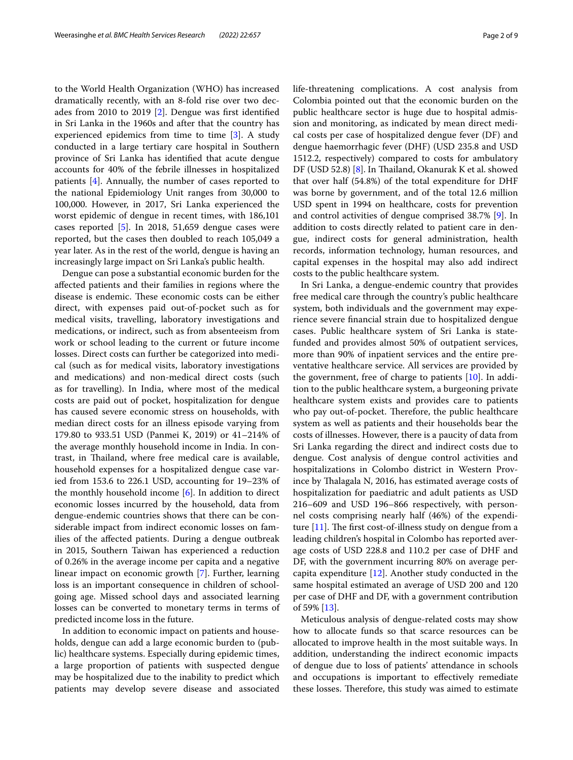to the World Health Organization (WHO) has increased dramatically recently, with an 8-fold rise over two decades from 2010 to 2019 [2]. Dengue was first identified in Sri Lanka in the 1960s and after that the country has experienced epidemics from time to time [3]. A study conducted in a large tertiary care hospital in Southern province of Sri Lanka has identified that acute dengue accounts for 40% of the febrile illnesses in hospitalized patients [4]. Annually, the number of cases reported to the national Epidemiology Unit ranges from 30,000 to 100,000. However, in 2017, Sri Lanka experienced the worst epidemic of dengue in recent times, with 186,101 cases reported [5]. In 2018, 51,659 dengue cases were reported, but the cases then doubled to reach 105,049 a year later. As in the rest of the world, dengue is having an increasingly large impact on Sri Lanka's public health.

Dengue can pose a substantial economic burden for the affected patients and their families in regions where the disease is endemic. These economic costs can be either direct, with expenses paid out-of-pocket such as for medical visits, travelling, laboratory investigations and medications, or indirect, such as from absenteeism from work or school leading to the current or future income losses. Direct costs can further be categorized into medical (such as for medical visits, laboratory investigations and medications) and non-medical direct costs (such as for travelling). In India, where most of the medical costs are paid out of pocket, hospitalization for dengue has caused severe economic stress on households, with median direct costs for an illness episode varying from 179.80 to 933.51 USD (Panmei K, 2019) or 41–214% of the average monthly household income in India. In contrast, in Thailand, where free medical care is available, household expenses for a hospitalized dengue case varied from 153.6 to 226.1 USD, accounting for 19–23% of the monthly household income [6]. In addition to direct economic losses incurred by the household, data from dengue-endemic countries shows that there can be considerable impact from indirect economic losses on families of the affected patients. During a dengue outbreak in 2015, Southern Taiwan has experienced a reduction of 0.26% in the average income per capita and a negative linear impact on economic growth [7]. Further, learning loss is an important consequence in children of school-going age. Missed school days and associated learning losses can be converted to monetary terms in terms of predicted income loss in the future.

In addition to economic impact on patients and households, dengue can add a large economic burden to (public) healthcare systems. Especially during epidemic times, a large proportion of patients with suspected dengue may be hospitalized due to the inability to predict which patients may develop severe disease and associated life-threatening complications. A cost analysis from Colombia pointed out that the economic burden on the public healthcare sector is huge due to hospital admission and monitoring, as indicated by mean direct medical costs per case of hospitalized dengue fever (DF) and dengue haemorrhagic fever (DHF) (USD 235.8 and USD 1512.2, respectively) compared to costs for ambulatory DF (USD 52.8) [8]. In Thailand, Okanurak K et al. showed that over half (54.8%) of the total expenditure for DHF was borne by government, and of the total 12.6 million USD spent in 1994 on healthcare, costs for prevention and control activities of dengue comprised 38.7% [9]. In addition to costs directly related to patient care in dengue, indirect costs for general administration, health records, information technology, human resources, and capital expenses in the hospital may also add indirect costs to the public healthcare system.

In Sri Lanka, a dengue-endemic country that provides free medical care through the country's public healthcare system, both individuals and the government may experience severe financial strain due to hospitalized dengue cases. Public healthcare system of Sri Lanka is state-funded and provides almost 50% of outpatient services, more than 90% of inpatient services and the entire preventative healthcare service. All services are provided by the government, free of charge to patients [10]. In addition to the public healthcare system, a burgeoning private healthcare system exists and provides care to patients who pay out-of-pocket. Therefore, the public healthcare system as well as patients and their households bear the costs of illnesses. However, there is a paucity of data from Sri Lanka regarding the direct and indirect costs due to dengue. Cost analysis of dengue control activities and hospitalizations in Colombo district in Western Province by Thalagala N, 2016, has estimated average costs of hospitalization for paediatric and adult patients as USD 216–609 and USD 196–866 respectively, with personnel costs comprising nearly half (46%) of the expenditure [11]. The first cost-of-illness study on dengue from a leading children's hospital in Colombo has reported average costs of USD 228.8 and 110.2 per case of DHF and DF, with the government incurring 80% on average per-capita expenditure [12]. Another study conducted in the same hospital estimated an average of USD 200 and 120 per case of DHF and DF, with a government contribution of 59% [13].

Meticulous analysis of dengue-related costs may show how to allocate funds so that scarce resources can be allocated to improve health in the most suitable ways. In addition, understanding the indirect economic impacts of dengue due to loss of patients' attendance in schools and occupations is important to effectively remediate these losses. Therefore, this study was aimed to estimate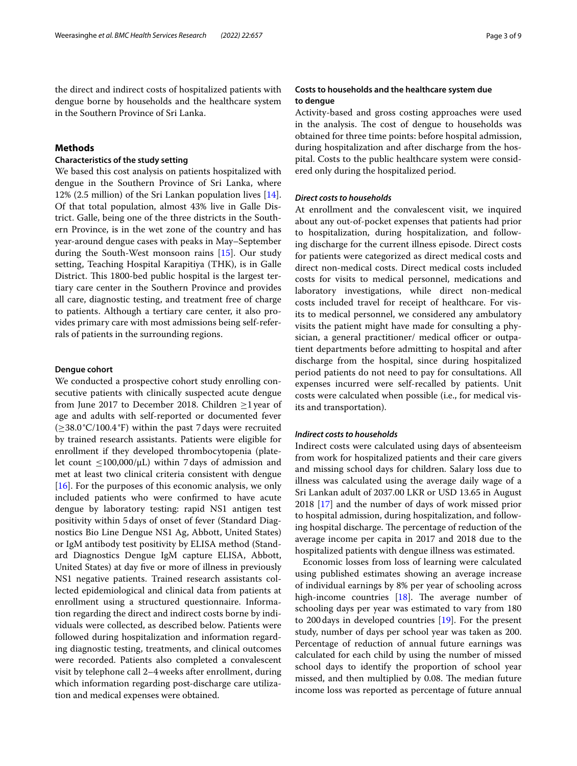the direct and indirect costs of hospitalized patients with dengue borne by households and the healthcare system in the Southern Province of Sri Lanka.

## Methods

### Characteristics of the study setting

We based this cost analysis on patients hospitalized with dengue in the Southern Province of Sri Lanka, where 12% (2.5 million) of the Sri Lankan population lives [14]. Of that total population, almost 43% live in Galle District. Galle, being one of the three districts in the Southern Province, is in the wet zone of the country and has year-around dengue cases with peaks in May–September during the South-West monsoon rains [15]. Our study setting, Teaching Hospital Karapitiya (THK), is in Galle District. This 1800-bed public hospital is the largest tertiary care center in the Southern Province and provides all care, diagnostic testing, and treatment free of charge to patients. Although a tertiary care center, it also provides primary care with most admissions being self-referrals of patients in the surrounding regions.

### Dengue cohort

We conducted a prospective cohort study enrolling consecutive patients with clinically suspected acute dengue from June 2017 to December 2018. Children ≥1 year of age and adults with self-reported or documented fever (≥38.0 °C/100.4 °F) within the past 7 days were recruited by trained research assistants. Patients were eligible for enrollment if they developed thrombocytopenia (platelet count ≤100,000/μL) within 7 days of admission and met at least two clinical criteria consistent with dengue [16]. For the purposes of this economic analysis, we only included patients who were confirmed to have acute dengue by laboratory testing: rapid NS1 antigen test positivity within 5 days of onset of fever (Standard Diagnostics Bio Line Dengue NS1 Ag, Abbott, United States) or IgM antibody test positivity by ELISA method (Standard Diagnostics Dengue IgM capture ELISA, Abbott, United States) at day five or more of illness in previously NS1 negative patients. Trained research assistants collected epidemiological and clinical data from patients at enrollment using a structured questionnaire. Information regarding the direct and indirect costs borne by individuals were collected, as described below. Patients were followed during hospitalization and information regarding diagnostic testing, treatments, and clinical outcomes were recorded. Patients also completed a convalescent visit by telephone call 2–4 weeks after enrollment, during which information regarding post-discharge care utilization and medical expenses were obtained.

### Costs to households and the healthcare system due to dengue

Activity-based and gross costing approaches were used in the analysis. The cost of dengue to households was obtained for three time points: before hospital admission, during hospitalization and after discharge from the hospital. Costs to the public healthcare system were considered only during the hospitalized period.

#### *Direct costs to households*

At enrollment and the convalescent visit, we inquired about any out-of-pocket expenses that patients had prior to hospitalization, during hospitalization, and following discharge for the current illness episode. Direct costs for patients were categorized as direct medical costs and direct non-medical costs. Direct medical costs included costs for visits to medical personnel, medications and laboratory investigations, while direct non-medical costs included travel for receipt of healthcare. For visits to medical personnel, we considered any ambulatory visits the patient might have made for consulting a physician, a general practitioner/ medical officer or outpatient departments before admitting to hospital and after discharge from the hospital, since during hospitalized period patients do not need to pay for consultations. All expenses incurred were self-recalled by patients. Unit costs were calculated when possible (i.e., for medical visits and transportation).

#### *Indirect costs to households*

Indirect costs were calculated using days of absenteeism from work for hospitalized patients and their care givers and missing school days for children. Salary loss due to illness was calculated using the average daily wage of a Sri Lankan adult of 2037.00 LKR or USD 13.65 in August 2018 [17] and the number of days of work missed prior to hospital admission, during hospitalization, and following hospital discharge. The percentage of reduction of the average income per capita in 2017 and 2018 due to the hospitalized patients with dengue illness was estimated.

Economic losses from loss of learning were calculated using published estimates showing an average increase of individual earnings by 8% per year of schooling across high-income countries [18]. The average number of schooling days per year was estimated to vary from 180 to 200 days in developed countries [19]. For the present study, number of days per school year was taken as 200. Percentage of reduction of annual future earnings was calculated for each child by using the number of missed school days to identify the proportion of school year missed, and then multiplied by 0.08. The median future income loss was reported as percentage of future annual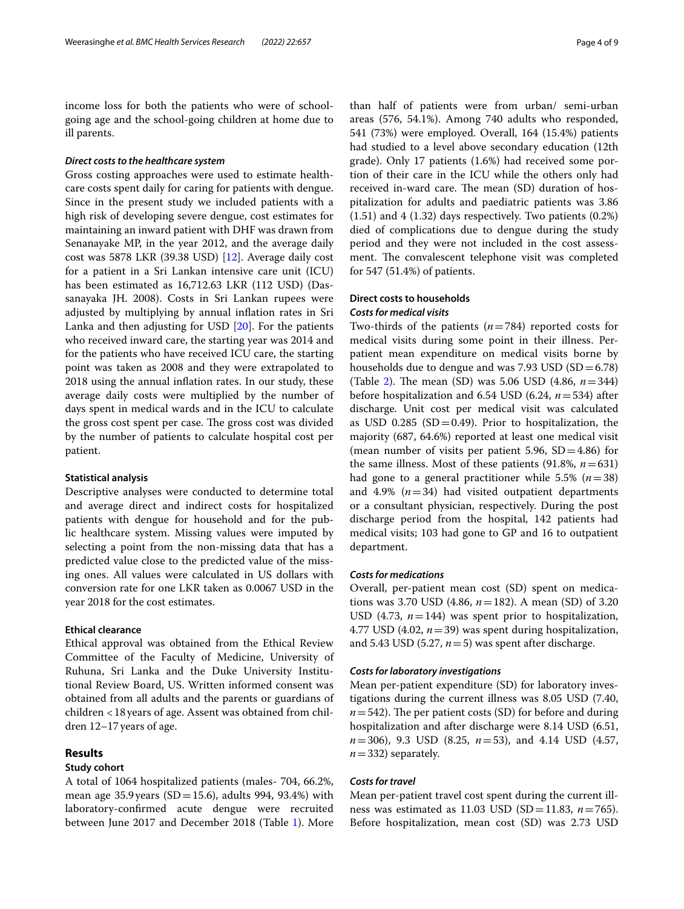income loss for both the patients who were of school-going age and the school-going children at home due to ill parents.

#### *Direct costs to the healthcare system*

Gross costing approaches were used to estimate healthcare costs spent daily for caring for patients with dengue. Since in the present study we included patients with a high risk of developing severe dengue, cost estimates for maintaining an inward patient with DHF was drawn from Senanayake MP, in the year 2012, and the average daily cost was 5878 LKR (39.38 USD) [12]. Average daily cost for a patient in a Sri Lankan intensive care unit (ICU) has been estimated as 16,712.63 LKR (112 USD) (Dassanayaka JH. 2008). Costs in Sri Lankan rupees were adjusted by multiplying by annual inflation rates in Sri Lanka and then adjusting for USD [20]. For the patients who received inward care, the starting year was 2014 and for the patients who have received ICU care, the starting point was taken as 2008 and they were extrapolated to 2018 using the annual inflation rates. In our study, these average daily costs were multiplied by the number of days spent in medical wards and in the ICU to calculate the gross cost spent per case. The gross cost was divided by the number of patients to calculate hospital cost per patient.

### Statistical analysis

Descriptive analyses were conducted to determine total and average direct and indirect costs for hospitalized patients with dengue for household and for the public healthcare system. Missing values were imputed by selecting a point from the non-missing data that has a predicted value close to the predicted value of the missing ones. All values were calculated in US dollars with conversion rate for one LKR taken as 0.0067 USD in the year 2018 for the cost estimates.

### Ethical clearance

Ethical approval was obtained from the Ethical Review Committee of the Faculty of Medicine, University of Ruhuna, Sri Lanka and the Duke University Institutional Review Board, US. Written informed consent was obtained from all adults and the parents or guardians of children < 18 years of age. Assent was obtained from children 12–17 years of age.

## Results

### Study cohort

A total of 1064 hospitalized patients (males- 704, 66.2%, mean age 35.9 years (SD = 15.6), adults 994, 93.4%) with laboratory-confirmed acute dengue were recruited between June 2017 and December 2018 (Table 1). More than half of patients were from urban/ semi-urban areas (576, 54.1%). Among 740 adults who responded, 541 (73%) were employed. Overall, 164 (15.4%) patients had studied to a level above secondary education (12th grade). Only 17 patients (1.6%) had received some portion of their care in the ICU while the others only had received in-ward care. The mean (SD) duration of hospitalization for adults and paediatric patients was 3.86 (1.51) and 4 (1.32) days respectively. Two patients (0.2%) died of complications due to dengue during the study period and they were not included in the cost assessment. The convalescent telephone visit was completed for 547 (51.4%) of patients.

### Direct costs to households

#### *Costs for medical visits*

Two-thirds of the patients ($n = 784$) reported costs for medical visits during some point in their illness. Per-patient mean expenditure on medical visits borne by households due to dengue and was 7.93 USD (SD = 6.78) (Table 2). The mean (SD) was 5.06 USD (4.86, $n = 344$) before hospitalization and 6.54 USD (6.24, $n = 534$) after discharge. Unit cost per medical visit was calculated as USD 0.285 (SD = 0.49). Prior to hospitalization, the majority (687, 64.6%) reported at least one medical visit (mean number of visits per patient 5.96, SD = 4.86) for the same illness. Most of these patients (91.8%, $n = 631$) had gone to a general practitioner while 5.5% ($n = 38$) and 4.9% ($n = 34$) had visited outpatient departments or a consultant physician, respectively. During the post discharge period from the hospital, 142 patients had medical visits; 103 had gone to GP and 16 to outpatient department.

#### *Costs for medications*

Overall, per-patient mean cost (SD) spent on medications was 3.70 USD (4.86, $n = 182$). A mean (SD) of 3.20 USD (4.73, $n = 144$) was spent prior to hospitalization, 4.77 USD (4.02, $n = 39$) was spent during hospitalization, and 5.43 USD (5.27, $n = 5$) was spent after discharge.

#### *Costs for laboratory investigations*

Mean per-patient expenditure (SD) for laboratory investigations during the current illness was 8.05 USD (7.40, $n = 542$). The per patient costs (SD) for before and during hospitalization and after discharge were 8.14 USD (6.51, $n = 306$), 9.3 USD (8.25, $n = 53$), and 4.14 USD (4.57, $n = 332$) separately.

#### *Costs for travel*

Mean per-patient travel cost spent during the current illness was estimated as 11.03 USD (SD = 11.83, $n = 765$). Before hospitalization, mean cost (SD) was 2.73 USD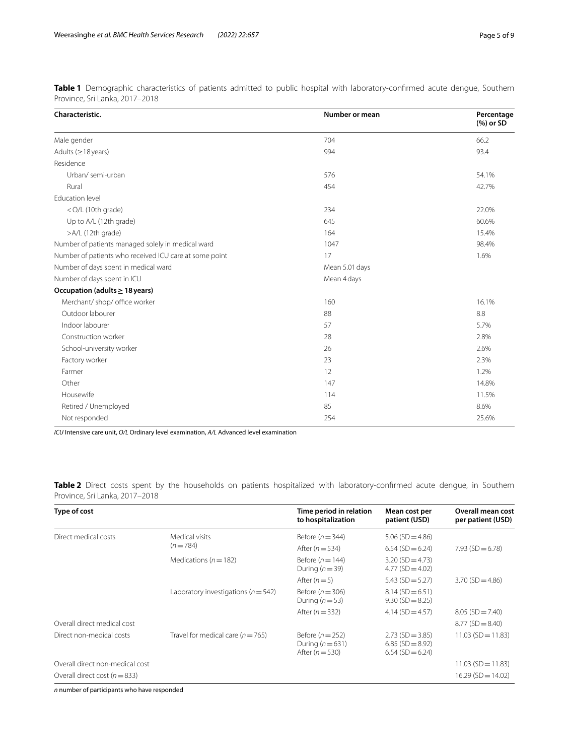**Table 1** Demographic characteristics of patients admitted to public hospital with laboratory-confirmed acute dengue, Southern Province, Sri Lanka, 2017–2018

| Characteristic. | Number or mean | Percentage (%) or SD |
|---|---|---|
| Male gender | 704 | 66.2 |
| Adults (≥18 years) | 994 | 93.4 |
| Residence | | |
| Urban/ semi-urban | 576 | 54.1% |
| Rural | 454 | 42.7% |
| Education level | | |
| <O/L (10th grade) | 234 | 22.0% |
| Up to A/L (12th grade) | 645 | 60.6% |
| >A/L (12th grade) | 164 | 15.4% |
| Number of patients managed solely in medical ward | 1047 | 98.4% |
| Number of patients who received ICU care at some point | 17 | 1.6% |
| Number of days spent in medical ward | Mean 5.01 days | |
| Number of days spent in ICU | Mean 4 days | |
| **Occupation (adults ≥ 18 years)** | | |
| Merchant/ shop/ office worker | 160 | 16.1% |
| Outdoor labourer | 88 | 8.8 |
| Indoor labourer | 57 | 5.7% |
| Construction worker | 28 | 2.8% |
| School-university worker | 26 | 2.6% |
| Factory worker | 23 | 2.3% |
| Farmer | 12 | 1.2% |
| Other | 147 | 14.8% |
| Housewife | 114 | 11.5% |
| Retired / Unemployed | 85 | 8.6% |
| Not responded | 254 | 25.6% |

*ICU* Intensive care unit, *O/L* Ordinary level examination, *A/L* Advanced level examination

**Table 2** Direct costs spent by the households on patients hospitalized with laboratory-confirmed acute dengue, in Southern Province, Sri Lanka, 2017–2018

| Type of cost | | Time period in relation to hospitalization | Mean cost per patient (USD) | Overall mean cost per patient (USD) |
|---|---|---|---|---|
| Direct medical costs | Medical visits ($n = 784$) | Before ($n = 344$) | 5.06 (SD = 4.86) | |
| | | After ($n = 534$) | 6.54 (SD = 6.24) | 7.93 (SD = 6.78) |
| | Medications ($n = 182$) | Before ($n = 144$)<br>During ($n = 39$) | 3.20 (SD = 4.73)<br>4.77 (SD = 4.02) | |
| | | After ($n = 5$) | 5.43 (SD = 5.27) | 3.70 (SD = 4.86) |
| | Laboratory investigations ($n = 542$) | Before ($n = 306$)<br>During ($n = 53$) | 8.14 (SD = 6.51)<br>9.30 (SD = 8.25) | |
| | | After ($n = 332$) | 4.14 (SD = 4.57) | 8.05 (SD = 7.40) |
| Overall direct medical cost | | | | 8.77 (SD = 8.40) |
| Direct non-medical costs | Travel for medical care ($n = 765$) | Before ($n = 252$)<br>During ($n = 631$)<br>After ($n = 530$) | 2.73 (SD = 3.85)<br>6.85 (SD = 8.92)<br>6.54 (SD = 6.24) | 11.03 (SD = 11.83) |
| Overall direct non-medical cost | | | | 11.03 (SD = 11.83) |
| Overall direct cost ($n = 833$) | | | | 16.29 (SD = 14.02) |

*n* number of participants who have responded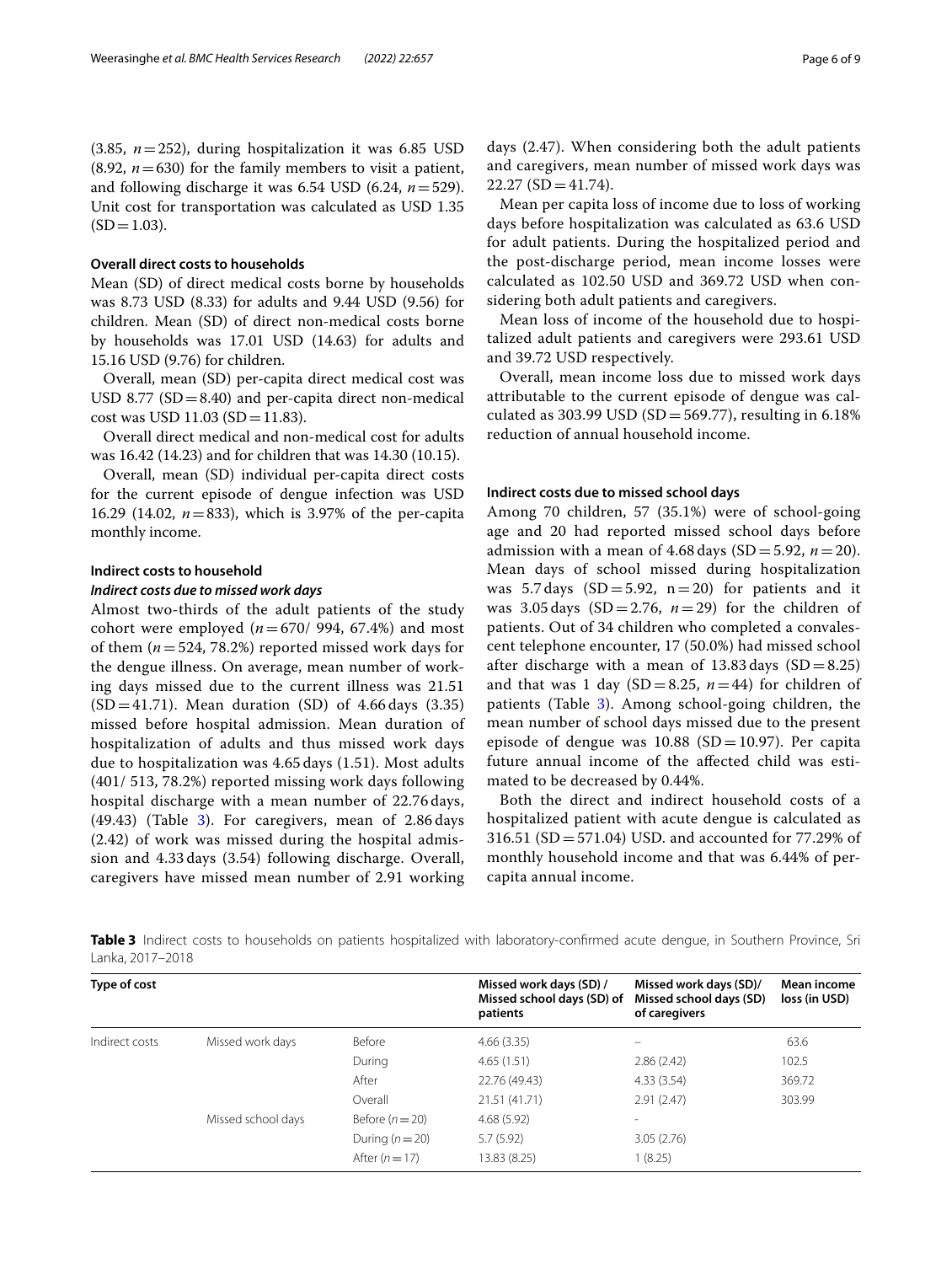(3.85, $n = 252$), during hospitalization it was 6.85 USD (8.92, $n = 630$) for the family members to visit a patient, and following discharge it was 6.54 USD (6.24, $n = 529$). Unit cost for transportation was calculated as USD 1.35 (SD = 1.03).

### Overall direct costs to households

Mean (SD) of direct medical costs borne by households was 8.73 USD (8.33) for adults and 9.44 USD (9.56) for children. Mean (SD) of direct non-medical costs borne by households was 17.01 USD (14.63) for adults and 15.16 USD (9.76) for children.

Overall, mean (SD) per-capita direct medical cost was USD 8.77 (SD = 8.40) and per-capita direct non-medical cost was USD 11.03 (SD = 11.83).

Overall direct medical and non-medical cost for adults was 16.42 (14.23) and for children that was 14.30 (10.15).

Overall, mean (SD) individual per-capita direct costs for the current episode of dengue infection was USD 16.29 (14.02, $n = 833$), which is 3.97% of the per-capita monthly income.

### Indirect costs to household

#### *Indirect costs due to missed work days*

Almost two-thirds of the adult patients of the study cohort were employed ($n = 670/ 994$, 67.4%) and most of them ($n = 524$, 78.2%) reported missed work days for the dengue illness. On average, mean number of working days missed due to the current illness was 21.51 (SD = 41.71). Mean duration (SD) of 4.66 days (3.35) missed before hospital admission. Mean duration of hospitalization of adults and thus missed work days due to hospitalization was 4.65 days (1.51). Most adults (401/ 513, 78.2%) reported missing work days following hospital discharge with a mean number of 22.76 days, (49.43) (Table 3). For caregivers, mean of 2.86 days (2.42) of work was missed during the hospital admission and 4.33 days (3.54) following discharge. Overall, caregivers have missed mean number of 2.91 working days (2.47). When considering both the adult patients and caregivers, mean number of missed work days was 22.27 (SD = 41.74).

Mean per capita loss of income due to loss of working days before hospitalization was calculated as 63.6 USD for adult patients. During the hospitalized period and the post-discharge period, mean income losses were calculated as 102.50 USD and 369.72 USD when considering both adult patients and caregivers.

Mean loss of income of the household due to hospitalized adult patients and caregivers were 293.61 USD and 39.72 USD respectively.

Overall, mean income loss due to missed work days attributable to the current episode of dengue was calculated as 303.99 USD (SD = 569.77), resulting in 6.18% reduction of annual household income.

### Indirect costs due to missed school days

Among 70 children, 57 (35.1%) were of school-going age and 20 had reported missed school days before admission with a mean of 4.68 days (SD = 5.92, $n = 20$). Mean days of school missed during hospitalization was 5.7 days (SD = 5.92, n = 20) for patients and it was 3.05 days (SD = 2.76, $n = 29$) for the children of patients. Out of 34 children who completed a convalescent telephone encounter, 17 (50.0%) had missed school after discharge with a mean of 13.83 days (SD = 8.25) and that was 1 day (SD = 8.25, $n = 44$) for children of patients (Table 3). Among school-going children, the mean number of school days missed due to the present episode of dengue was 10.88 (SD = 10.97). Per capita future annual income of the affected child was estimated to be decreased by 0.44%.

Both the direct and indirect household costs of a hospitalized patient with acute dengue is calculated as 316.51 (SD = 571.04) USD. and accounted for 77.29% of monthly household income and that was 6.44% of per-capita annual income.

**Table 3** Indirect costs to households on patients hospitalized with laboratory-confirmed acute dengue, in Southern Province, Sri Lanka, 2017–2018

| Type of cost | | | Missed work days (SD) / Missed school days (SD) of patients | Missed work days (SD)/ Missed school days (SD) of caregivers | Mean income loss (in USD) |
|---|---|---|---|---|---|
| Indirect costs | Missed work days | Before | 4.66 (3.35) | – | 63.6 |
| | | During | 4.65 (1.51) | 2.86 (2.42) | 102.5 |
| | | After | 22.76 (49.43) | 4.33 (3.54) | 369.72 |
| | | Overall | 21.51 (41.71) | 2.91 (2.47) | 303.99 |
| | Missed school days | Before ($n = 20$) | 4.68 (5.92) | - | |
| | | During ($n = 20$) | 5.7 (5.92) | 3.05 (2.76) | |
| | | After ($n = 17$) | 13.83 (8.25) | 1 (8.25) | |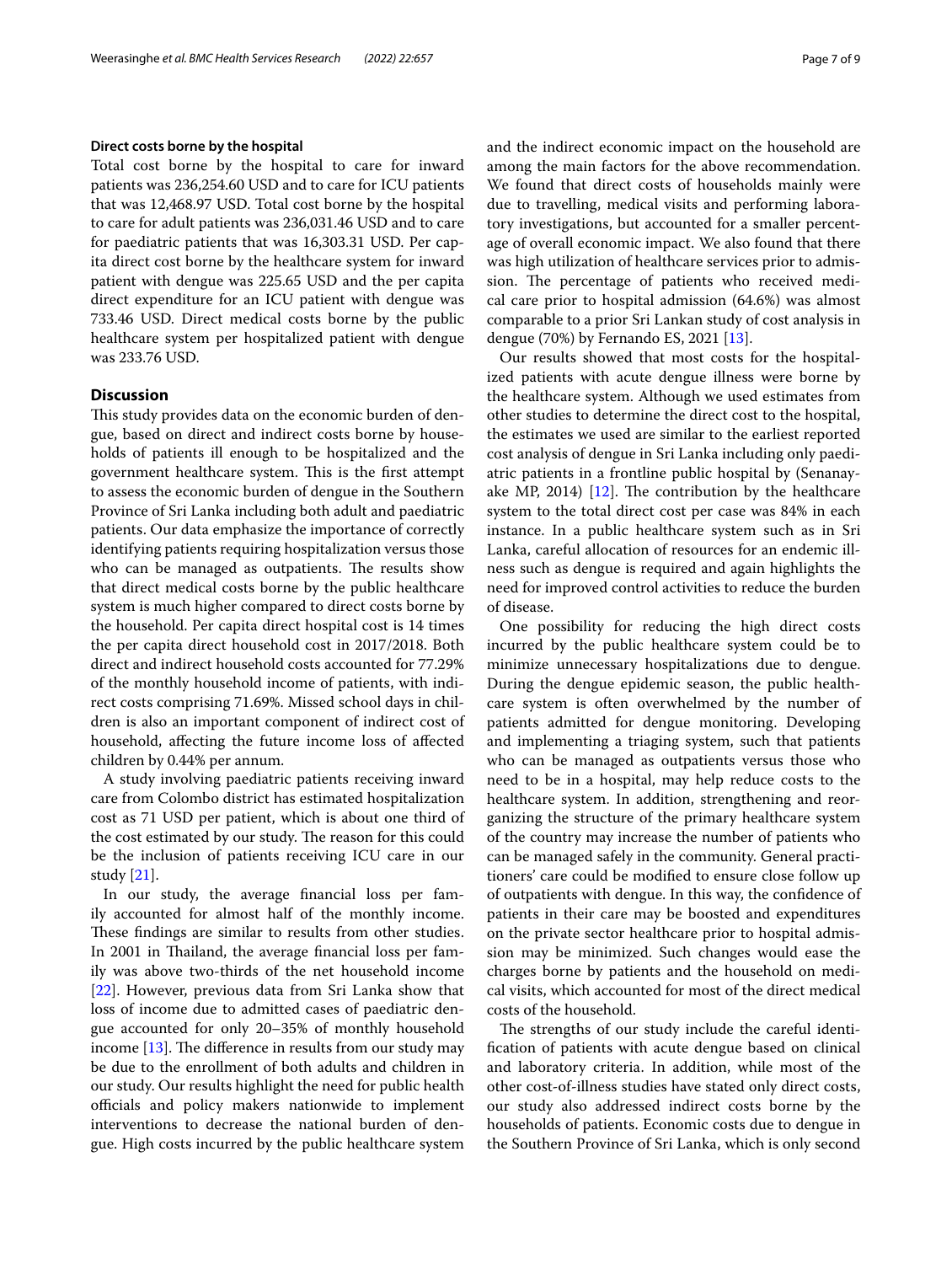#### Direct costs borne by the hospital

Total cost borne by the hospital to care for inward patients was 236,254.60 USD and to care for ICU patients that was 12,468.97 USD. Total cost borne by the hospital to care for adult patients was 236,031.46 USD and to care for paediatric patients that was 16,303.31 USD. Per capita direct cost borne by the healthcare system for inward patient with dengue was 225.65 USD and the per capita direct expenditure for an ICU patient with dengue was 733.46 USD. Direct medical costs borne by the public healthcare system per hospitalized patient with dengue was 233.76 USD.

## Discussion

This study provides data on the economic burden of dengue, based on direct and indirect costs borne by households of patients ill enough to be hospitalized and the government healthcare system. This is the first attempt to assess the economic burden of dengue in the Southern Province of Sri Lanka including both adult and paediatric patients. Our data emphasize the importance of correctly identifying patients requiring hospitalization versus those who can be managed as outpatients. The results show that direct medical costs borne by the public healthcare system is much higher compared to direct costs borne by the household. Per capita direct hospital cost is 14 times the per capita direct household cost in 2017/2018. Both direct and indirect household costs accounted for 77.29% of the monthly household income of patients, with indirect costs comprising 71.69%. Missed school days in children is also an important component of indirect cost of household, affecting the future income loss of affected children by 0.44% per annum.

A study involving paediatric patients receiving inward care from Colombo district has estimated hospitalization cost as 71 USD per patient, which is about one third of the cost estimated by our study. The reason for this could be the inclusion of patients receiving ICU care in our study [21].

In our study, the average financial loss per family accounted for almost half of the monthly income. These findings are similar to results from other studies. In 2001 in Thailand, the average financial loss per family was above two-thirds of the net household income [22]. However, previous data from Sri Lanka show that loss of income due to admitted cases of paediatric dengue accounted for only 20–35% of monthly household income [13]. The difference in results from our study may be due to the enrollment of both adults and children in our study. Our results highlight the need for public health officials and policy makers nationwide to implement interventions to decrease the national burden of dengue. High costs incurred by the public healthcare system and the indirect economic impact on the household are among the main factors for the above recommendation. We found that direct costs of households mainly were due to travelling, medical visits and performing laboratory investigations, but accounted for a smaller percentage of overall economic impact. We also found that there was high utilization of healthcare services prior to admission. The percentage of patients who received medical care prior to hospital admission (64.6%) was almost comparable to a prior Sri Lankan study of cost analysis in dengue (70%) by Fernando ES, 2021 [13].

Our results showed that most costs for the hospitalized patients with acute dengue illness were borne by the healthcare system. Although we used estimates from other studies to determine the direct cost to the hospital, the estimates we used are similar to the earliest reported cost analysis of dengue in Sri Lanka including only paediatric patients in a frontline public hospital by (Senanayake MP, 2014) [12]. The contribution by the healthcare system to the total direct cost per case was 84% in each instance. In a public healthcare system such as in Sri Lanka, careful allocation of resources for an endemic illness such as dengue is required and again highlights the need for improved control activities to reduce the burden of disease.

One possibility for reducing the high direct costs incurred by the public healthcare system could be to minimize unnecessary hospitalizations due to dengue. During the dengue epidemic season, the public healthcare system is often overwhelmed by the number of patients admitted for dengue monitoring. Developing and implementing a triaging system, such that patients who can be managed as outpatients versus those who need to be in a hospital, may help reduce costs to the healthcare system. In addition, strengthening and reorganizing the structure of the primary healthcare system of the country may increase the number of patients who can be managed safely in the community. General practitioners' care could be modified to ensure close follow up of outpatients with dengue. In this way, the confidence of patients in their care may be boosted and expenditures on the private sector healthcare prior to hospital admission may be minimized. Such changes would ease the charges borne by patients and the household on medical visits, which accounted for most of the direct medical costs of the household.

The strengths of our study include the careful identification of patients with acute dengue based on clinical and laboratory criteria. In addition, while most of the other cost-of-illness studies have stated only direct costs, our study also addressed indirect costs borne by the households of patients. Economic costs due to dengue in the Southern Province of Sri Lanka, which is only second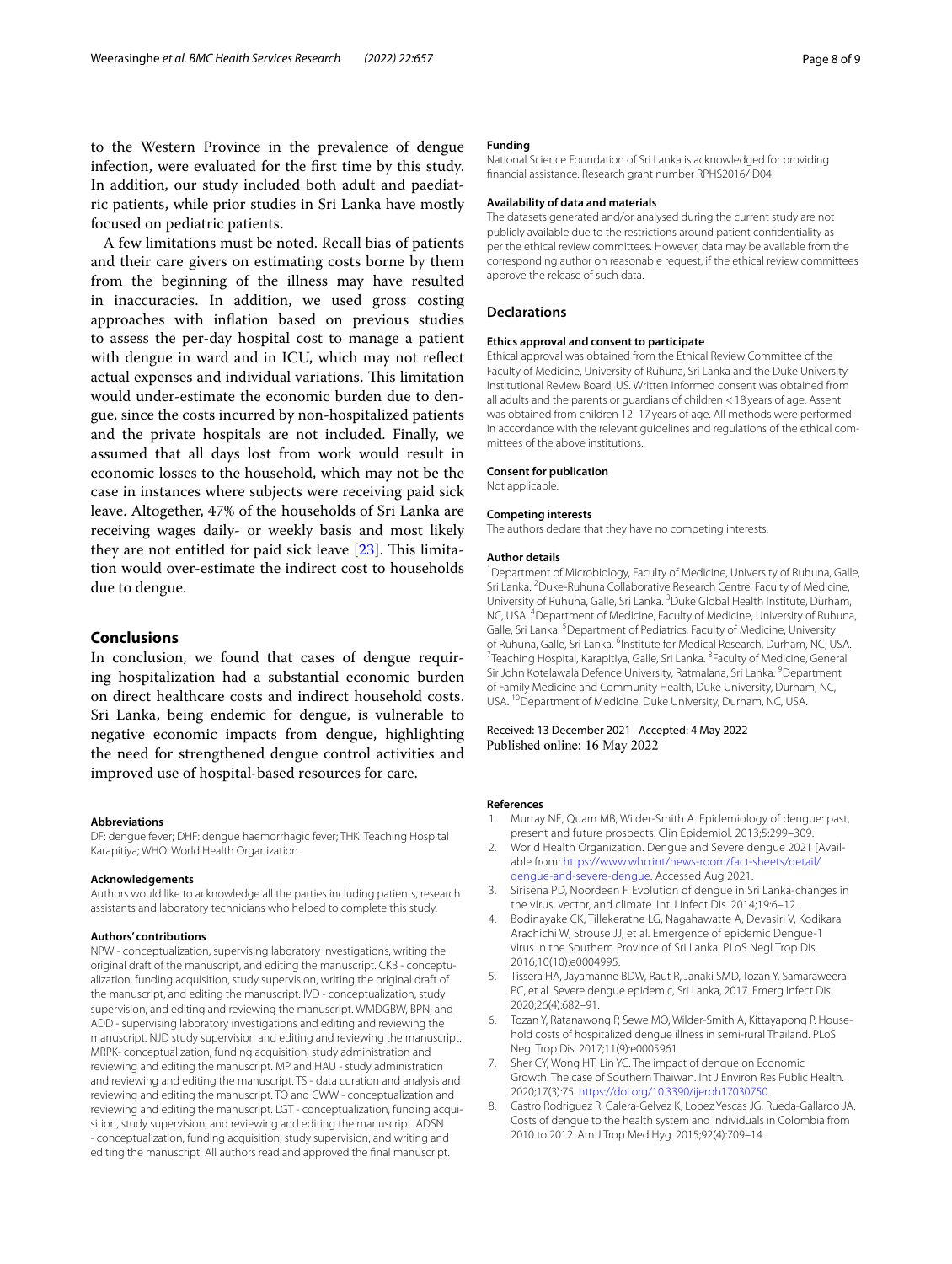to the Western Province in the prevalence of dengue infection, were evaluated for the first time by this study. In addition, our study included both adult and paediatric patients, while prior studies in Sri Lanka have mostly focused on pediatric patients.

A few limitations must be noted. Recall bias of patients and their care givers on estimating costs borne by them from the beginning of the illness may have resulted in inaccuracies. In addition, we used gross costing approaches with inflation based on previous studies to assess the per-day hospital cost to manage a patient with dengue in ward and in ICU, which may not reflect actual expenses and individual variations. This limitation would under-estimate the economic burden due to dengue, since the costs incurred by non-hospitalized patients and the private hospitals are not included. Finally, we assumed that all days lost from work would result in economic losses to the household, which may not be the case in instances where subjects were receiving paid sick leave. Altogether, 47% of the households of Sri Lanka are receiving wages daily- or weekly basis and most likely they are not entitled for paid sick leave [23]. This limitation would over-estimate the indirect cost to households due to dengue.

## Conclusions

In conclusion, we found that cases of dengue requiring hospitalization had a substantial economic burden on direct healthcare costs and indirect household costs. Sri Lanka, being endemic for dengue, is vulnerable to negative economic impacts from dengue, highlighting the need for strengthened dengue control activities and improved use of hospital-based resources for care.

#### Abbreviations

DF: dengue fever; DHF: dengue haemorrhagic fever; THK: Teaching Hospital Karapitiya; WHO: World Health Organization.

#### Acknowledgements

Authors would like to acknowledge all the parties including patients, research assistants and laboratory technicians who helped to complete this study.

#### Authors' contributions

NPW - conceptualization, supervising laboratory investigations, writing the original draft of the manuscript, and editing the manuscript. CKB - conceptualization, funding acquisition, study supervision, writing the original draft of the manuscript, and editing the manuscript. IVD - conceptualization, study supervision, and editing and reviewing the manuscript. WMDGBW, BPN, and ADD - supervising laboratory investigations and editing and reviewing the manuscript. NJD study supervision and editing and reviewing the manuscript. MRPK- conceptualization, funding acquisition, study administration and reviewing and editing the manuscript. MP and HAU - study administration and reviewing and editing the manuscript. TS - data curation and analysis and reviewing and editing the manuscript. TO and CWW - conceptualization and reviewing and editing the manuscript. LGT - conceptualization, funding acquisition, study supervision, and reviewing and editing the manuscript. ADSN - conceptualization, funding acquisition, study supervision, and writing and editing the manuscript. All authors read and approved the final manuscript.

#### Funding

National Science Foundation of Sri Lanka is acknowledged for providing financial assistance. Research grant number RPHS2016/ D04.

#### Availability of data and materials

The datasets generated and/or analysed during the current study are not publicly available due to the restrictions around patient confidentiality as per the ethical review committees. However, data may be available from the corresponding author on reasonable request, if the ethical review committees approve the release of such data.

### Declarations

#### Ethics approval and consent to participate

Ethical approval was obtained from the Ethical Review Committee of the Faculty of Medicine, University of Ruhuna, Sri Lanka and the Duke University Institutional Review Board, US. Written informed consent was obtained from all adults and the parents or guardians of children <18 years of age. Assent was obtained from children 12–17 years of age. All methods were performed in accordance with the relevant guidelines and regulations of the ethical committees of the above institutions.

#### Consent for publication

Not applicable.

#### Competing interests

The authors declare that they have no competing interests.

#### Author details

[1]Department of Microbiology, Faculty of Medicine, University of Ruhuna, Galle, Sri Lanka. [2]Duke-Ruhuna Collaborative Research Centre, Faculty of Medicine, University of Ruhuna, Galle, Sri Lanka. [3]Duke Global Health Institute, Durham, NC, USA. [4]Department of Medicine, Faculty of Medicine, University of Ruhuna, Galle, Sri Lanka. [5]Department of Pediatrics, Faculty of Medicine, University of Ruhuna, Galle, Sri Lanka. [6]Institute for Medical Research, Durham, NC, USA. [7]Teaching Hospital, Karapitiya, Galle, Sri Lanka. [8]Faculty of Medicine, General Sir John Kotelawala Defence University, Ratmalana, Sri Lanka. [9]Department of Family Medicine and Community Health, Duke University, Durham, NC, USA. [10]Department of Medicine, Duke University, Durham, NC, USA.

Received: 13 December 2021 Accepted: 4 May 2022
Published online: 16 May 2022

#### References

1. Murray NE, Quam MB, Wilder-Smith A. Epidemiology of dengue: past, present and future prospects. Clin Epidemiol. 2013;5:299–309.
2. World Health Organization. Dengue and Severe dengue 2021 [Available from: https://www.who.int/news-room/fact-sheets/detail/dengue-and-severe-dengue. Accessed Aug 2021.
3. Sirisena PD, Noordeen F. Evolution of dengue in Sri Lanka-changes in the virus, vector, and climate. Int J Infect Dis. 2014;19:6–12.
4. Bodinayake CK, Tillekeratne LG, Nagahawatte A, Devasiri V, Kodikara Arachichi W, Strouse JJ, et al. Emergence of epidemic Dengue-1 virus in the Southern Province of Sri Lanka. PLoS Negl Trop Dis. 2016;10(10):e0004995.
5. Tissera HA, Jayamanne BDW, Raut R, Janaki SMD, Tozan Y, Samaraweera PC, et al. Severe dengue epidemic, Sri Lanka, 2017. Emerg Infect Dis. 2020;26(4):682–91.
6. Tozan Y, Ratanawong P, Sewe MO, Wilder-Smith A, Kittayapong P. Household costs of hospitalized dengue illness in semi-rural Thailand. PLoS Negl Trop Dis. 2017;11(9):e0005961.
7. Sher CY, Wong HT, Lin YC. The impact of dengue on Economic Growth. The case of Southern Thaiwan. Int J Environ Res Public Health. 2020;17(3):75. https://doi.org/10.3390/ijerph17030750.
8. Castro Rodriguez R, Galera-Gelvez K, Lopez Yescas JG, Rueda-Gallardo JA. Costs of dengue to the health system and individuals in Colombia from 2010 to 2012. Am J Trop Med Hyg. 2015;92(4):709–14.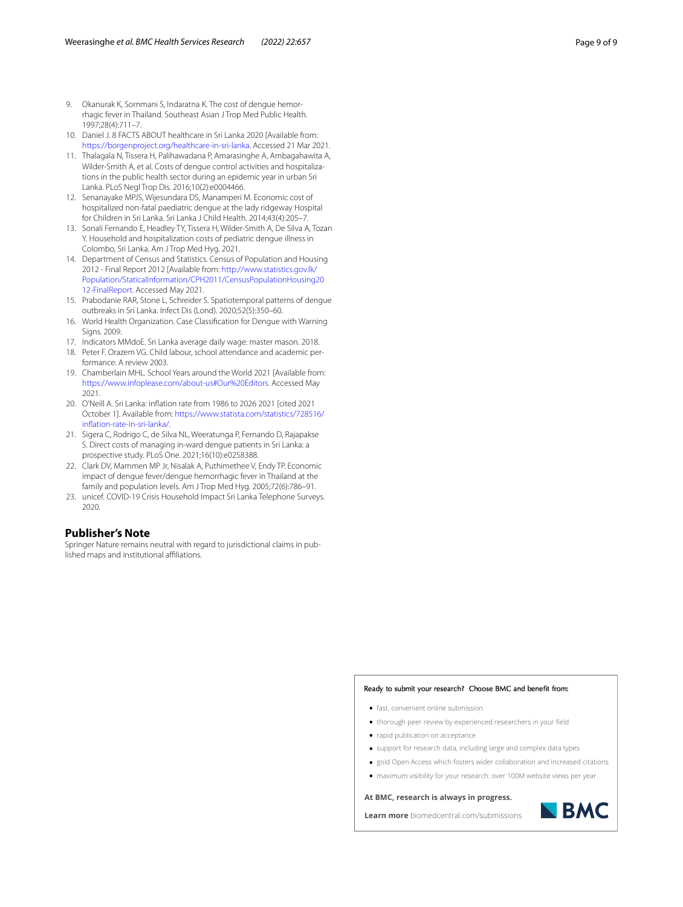9. Okanurak K, Sornmani S, Indaratna K. The cost of dengue hemorrhagic fever in Thailand. Southeast Asian J Trop Med Public Health. 1997;28(4):711–7.
10. Daniel J. 8 FACTS ABOUT healthcare in Sri Lanka 2020 [Available from: https://borgenproject.org/healthcare-in-sri-lanka. Accessed 21 Mar 2021.
11. Thalagala N, Tissera H, Palihawadana P, Amarasinghe A, Ambagahawita A, Wilder-Smith A, et al. Costs of dengue control activities and hospitalizations in the public health sector during an epidemic year in urban Sri Lanka. PLoS Negl Trop Dis. 2016;10(2):e0004466.
12. Senanayake MPJS, Wijesundara DS, Manamperi M. Economic cost of hospitalized non-fatal paediatric dengue at the lady ridgeway Hospital for Children in Sri Lanka. Sri Lanka J Child Health. 2014;43(4):205–7.
13. Sonali Fernando E, Headley TY, Tissera H, Wilder-Smith A, De Silva A, Tozan Y. Household and hospitalization costs of pediatric dengue illness in Colombo, Sri Lanka. Am J Trop Med Hyg. 2021.
14. Department of Census and Statistics. Census of Population and Housing 2012 - Final Report 2012 [Available from: http://www.statistics.gov.lk/Population/StaticalInformation/CPH2011/CensusPopulationHousing2012-FinalReport. Accessed May 2021.
15. Prabodanie RAR, Stone L, Schreider S. Spatiotemporal patterns of dengue outbreaks in Sri Lanka. Infect Dis (Lond). 2020;52(5):350–60.
16. World Health Organization. Case Classification for Dengue with Warning Signs. 2009.
17. Indicators MMdoE. Sri Lanka average daily wage: master mason. 2018.
18. Peter F. Orazem VG. Child labour, school attendance and academic performance: A review 2003.
19. Chamberlain MHL. School Years around the World 2021 [Available from: https://www.infoplease.com/about-us#Our%20Editors. Accessed May 2021.
20. O'Neill A. Sri Lanka: inflation rate from 1986 to 2026 2021 [cited 2021 October 1]. Available from: https://www.statista.com/statistics/728516/inflation-rate-in-sri-lanka/.
21. Sigera C, Rodrigo C, de Silva NL, Weeratunga P, Fernando D, Rajapakse S. Direct costs of managing in-ward dengue patients in Sri Lanka: a prospective study. PLoS One. 2021;16(10):e0258388.
22. Clark DV, Mammen MP Jr, Nisalak A, Puthimethee V, Endy TP. Economic impact of dengue fever/dengue hemorrhagic fever in Thailand at the family and population levels. Am J Trop Med Hyg. 2005;72(6):786–91.
23. unicef. COVID-19 Crisis Household Impact Sri Lanka Telephone Surveys. 2020.

## Publisher's Note

Springer Nature remains neutral with regard to jurisdictional claims in published maps and institutional affiliations.

Ready to submit your research? Choose BMC and benefit from:

- fast, convenient online submission
- thorough peer review by experienced researchers in your field
- rapid publication on acceptance
- support for research data, including large and complex data types
- gold Open Access which fosters wider collaboration and increased citations
- maximum visibility for your research: over 100M website views per year

**At BMC, research is always in progress.**

**Learn more** biomedcentral.com/submissions

BMC